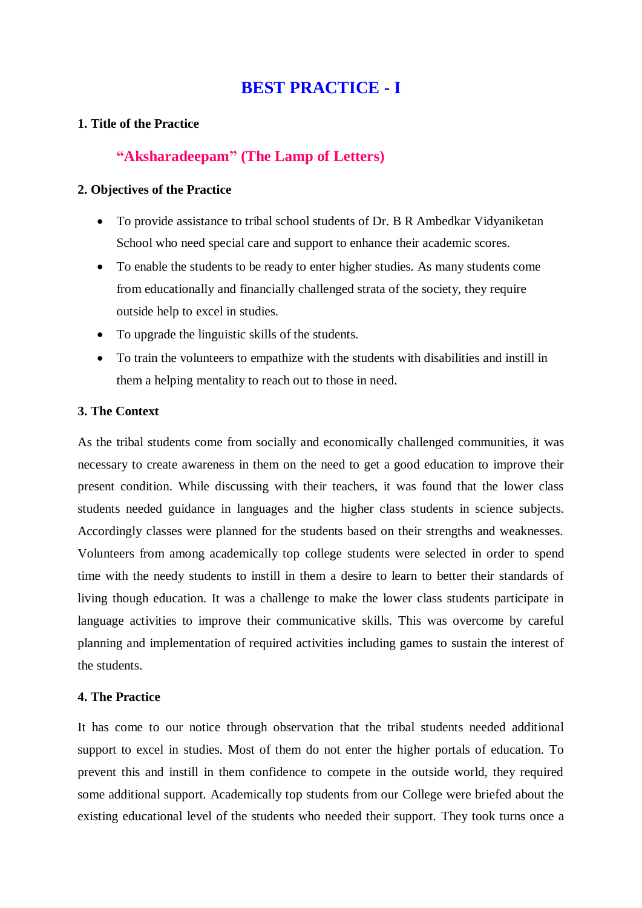# BEST PRACTICE - I

### 1. Title of the Practice

**"Aksharadeepam" (The Lamp of Letters)**

### 2. Objectives of the Practice

- To provide assistance to tribal school students of Dr. B R Ambedkar Vidyaniketan School who need special care and support to enhance their academic scores.
- To enable the students to be ready to enter higher studies. As many students come from educationally and financially challenged strata of the society, they require outside help to excel in studies.
- To upgrade the linguistic skills of the students.
- To train the volunteers to empathize with the students with disabilities and instill in them a helping mentality to reach out to those in need.

### 3. The Context

As the tribal students come from socially and economically challenged communities, it was necessary to create awareness in them on the need to get a good education to improve their present condition. While discussing with their teachers, it was found that the lower class students needed guidance in languages and the higher class students in science subjects. Accordingly classes were planned for the students based on their strengths and weaknesses. Volunteers from among academically top college students were selected in order to spend time with the needy students to instill in them a desire to learn to better their standards of living though education. It was a challenge to make the lower class students participate in language activities to improve their communicative skills. This was overcome by careful planning and implementation of required activities including games to sustain the interest of the students.

### 4. The Practice

It has come to our notice through observation that the tribal students needed additional support to excel in studies. Most of them do not enter the higher portals of education. To prevent this and instill in them confidence to compete in the outside world, they required some additional support. Academically top students from our College were briefed about the existing educational level of the students who needed their support. They took turns once a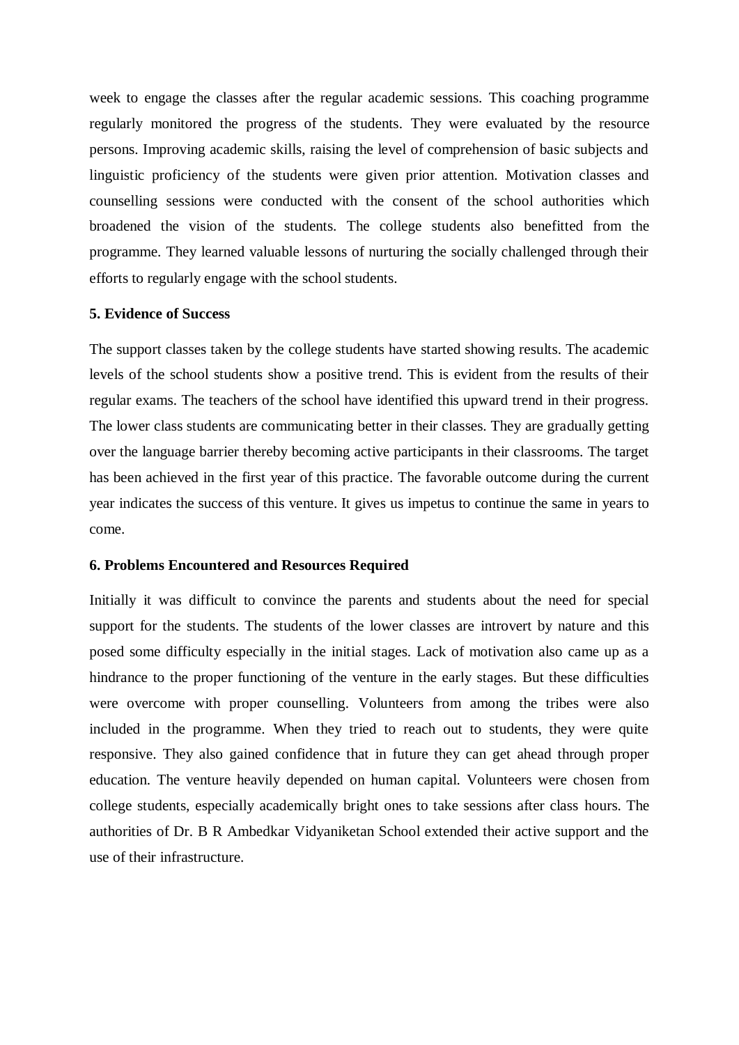week to engage the classes after the regular academic sessions. This coaching programme regularly monitored the progress of the students. They were evaluated by the resource persons. Improving academic skills, raising the level of comprehension of basic subjects and linguistic proficiency of the students were given prior attention. Motivation classes and counselling sessions were conducted with the consent of the school authorities which broadened the vision of the students. The college students also benefitted from the programme. They learned valuable lessons of nurturing the socially challenged through their efforts to regularly engage with the school students.

**5. Evidence of Success**

The support classes taken by the college students have started showing results. The academic levels of the school students show a positive trend. This is evident from the results of their regular exams. The teachers of the school have identified this upward trend in their progress. The lower class students are communicating better in their classes. They are gradually getting over the language barrier thereby becoming active participants in their classrooms. The target has been achieved in the first year of this practice. The favorable outcome during the current year indicates the success of this venture. It gives us impetus to continue the same in years to come.

**6. Problems Encountered and Resources Required**

Initially it was difficult to convince the parents and students about the need for special support for the students. The students of the lower classes are introvert by nature and this posed some difficulty especially in the initial stages. Lack of motivation also came up as a hindrance to the proper functioning of the venture in the early stages. But these difficulties were overcome with proper counselling. Volunteers from among the tribes were also included in the programme. When they tried to reach out to students, they were quite responsive. They also gained confidence that in future they can get ahead through proper education. The venture heavily depended on human capital. Volunteers were chosen from college students, especially academically bright ones to take sessions after class hours. The authorities of Dr. B R Ambedkar Vidyaniketan School extended their active support and the use of their infrastructure.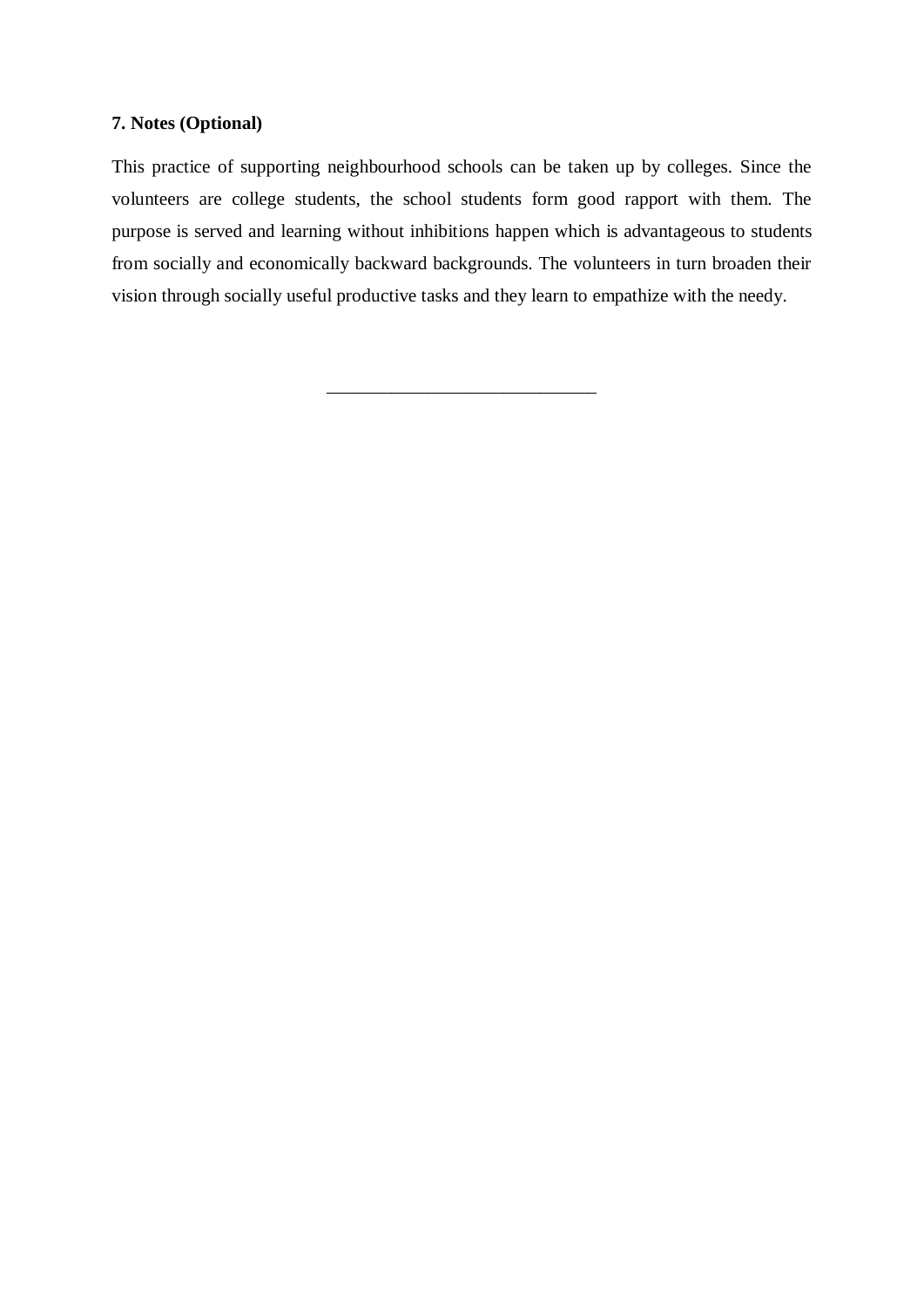**7. Notes (Optional)**

This practice of supporting neighbourhood schools can be taken up by colleges. Since the volunteers are college students, the school students form good rapport with them. The purpose is served and learning without inhibitions happen which is advantageous to students from socially and economically backward backgrounds. The volunteers in turn broaden their vision through socially useful productive tasks and they learn to empathize with the needy.

---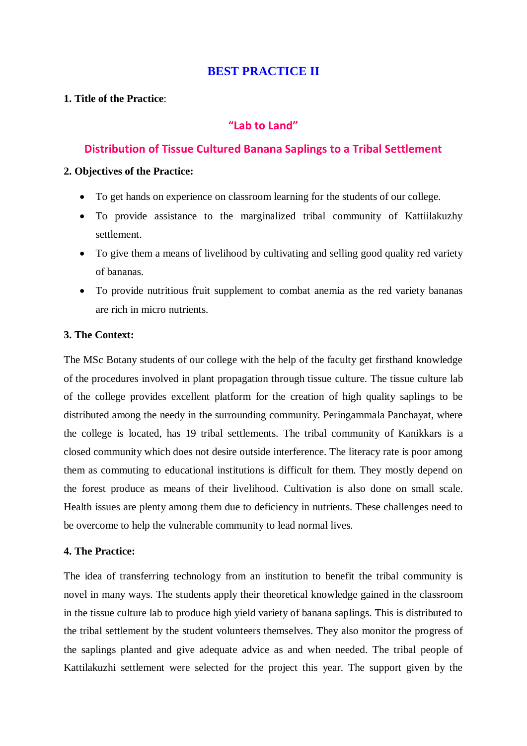# BEST PRACTICE II

**1. Title of the Practice**:

## "Lab to Land"

## Distribution of Tissue Cultured Banana Saplings to a Tribal Settlement

**2. Objectives of the Practice:**

- To get hands on experience on classroom learning for the students of our college.
- To provide assistance to the marginalized tribal community of Kattiilakuzhy settlement.
- To give them a means of livelihood by cultivating and selling good quality red variety of bananas.
- To provide nutritious fruit supplement to combat anemia as the red variety bananas are rich in micro nutrients.

**3. The Context:**

The MSc Botany students of our college with the help of the faculty get firsthand knowledge of the procedures involved in plant propagation through tissue culture. The tissue culture lab of the college provides excellent platform for the creation of high quality saplings to be distributed among the needy in the surrounding community. Peringammala Panchayat, where the college is located, has 19 tribal settlements. The tribal community of Kanikkars is a closed community which does not desire outside interference. The literacy rate is poor among them as commuting to educational institutions is difficult for them. They mostly depend on the forest produce as means of their livelihood. Cultivation is also done on small scale. Health issues are plenty among them due to deficiency in nutrients. These challenges need to be overcome to help the vulnerable community to lead normal lives.

**4. The Practice:**

The idea of transferring technology from an institution to benefit the tribal community is novel in many ways. The students apply their theoretical knowledge gained in the classroom in the tissue culture lab to produce high yield variety of banana saplings. This is distributed to the tribal settlement by the student volunteers themselves. They also monitor the progress of the saplings planted and give adequate advice as and when needed. The tribal people of Kattilakuzhi settlement were selected for the project this year. The support given by the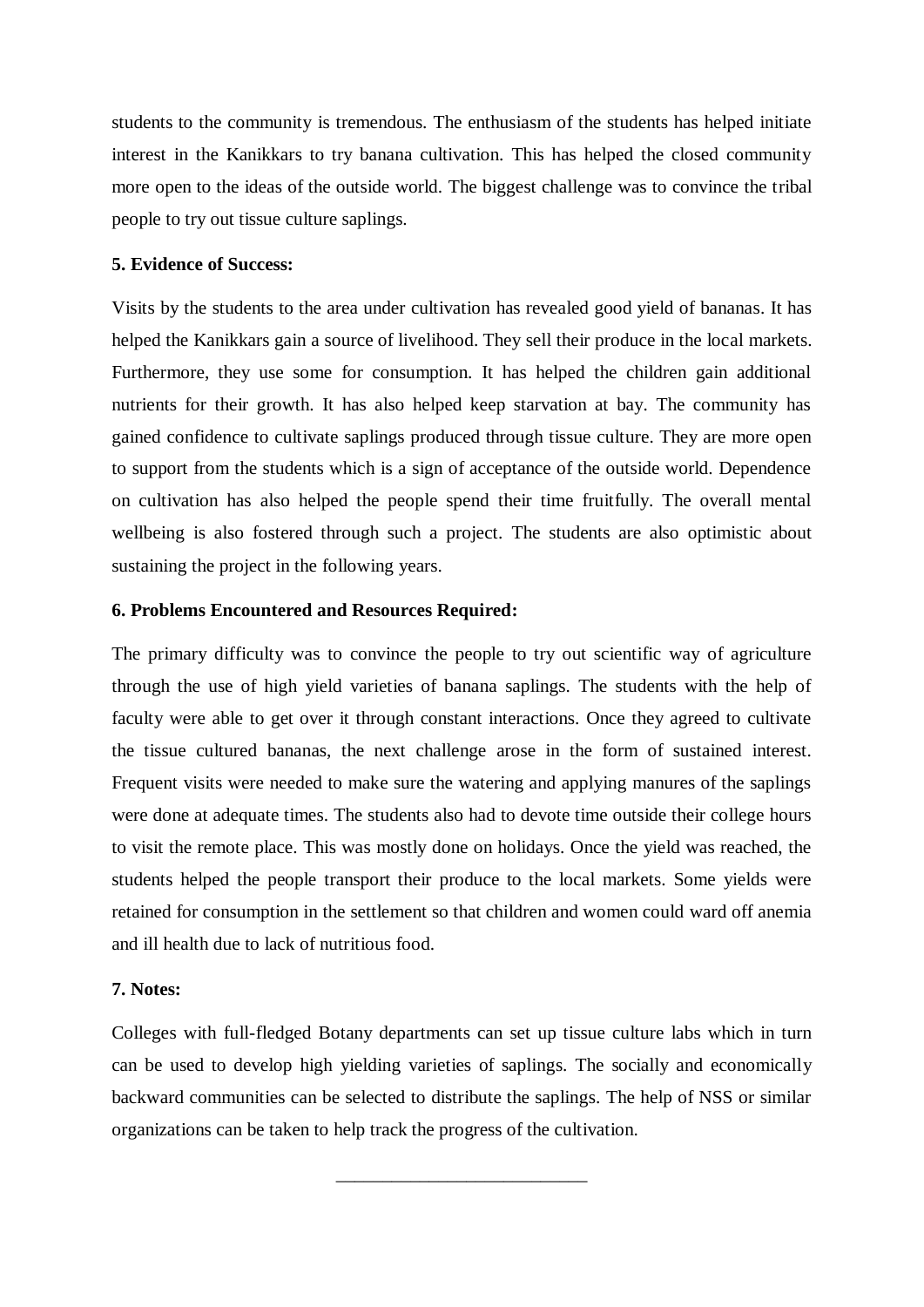students to the community is tremendous. The enthusiasm of the students has helped initiate interest in the Kanikkars to try banana cultivation. This has helped the closed community more open to the ideas of the outside world. The biggest challenge was to convince the tribal people to try out tissue culture saplings.

**5. Evidence of Success:**

Visits by the students to the area under cultivation has revealed good yield of bananas. It has helped the Kanikkars gain a source of livelihood. They sell their produce in the local markets. Furthermore, they use some for consumption. It has helped the children gain additional nutrients for their growth. It has also helped keep starvation at bay. The community has gained confidence to cultivate saplings produced through tissue culture. They are more open to support from the students which is a sign of acceptance of the outside world. Dependence on cultivation has also helped the people spend their time fruitfully. The overall mental wellbeing is also fostered through such a project. The students are also optimistic about sustaining the project in the following years.

**6. Problems Encountered and Resources Required:**

The primary difficulty was to convince the people to try out scientific way of agriculture through the use of high yield varieties of banana saplings. The students with the help of faculty were able to get over it through constant interactions. Once they agreed to cultivate the tissue cultured bananas, the next challenge arose in the form of sustained interest. Frequent visits were needed to make sure the watering and applying manures of the saplings were done at adequate times. The students also had to devote time outside their college hours to visit the remote place. This was mostly done on holidays. Once the yield was reached, the students helped the people transport their produce to the local markets. Some yields were retained for consumption in the settlement so that children and women could ward off anemia and ill health due to lack of nutritious food.

**7. Notes:**

Colleges with full-fledged Botany departments can set up tissue culture labs which in turn can be used to develop high yielding varieties of saplings. The socially and economically backward communities can be selected to distribute the saplings. The help of NSS or similar organizations can be taken to help track the progress of the cultivation.

---